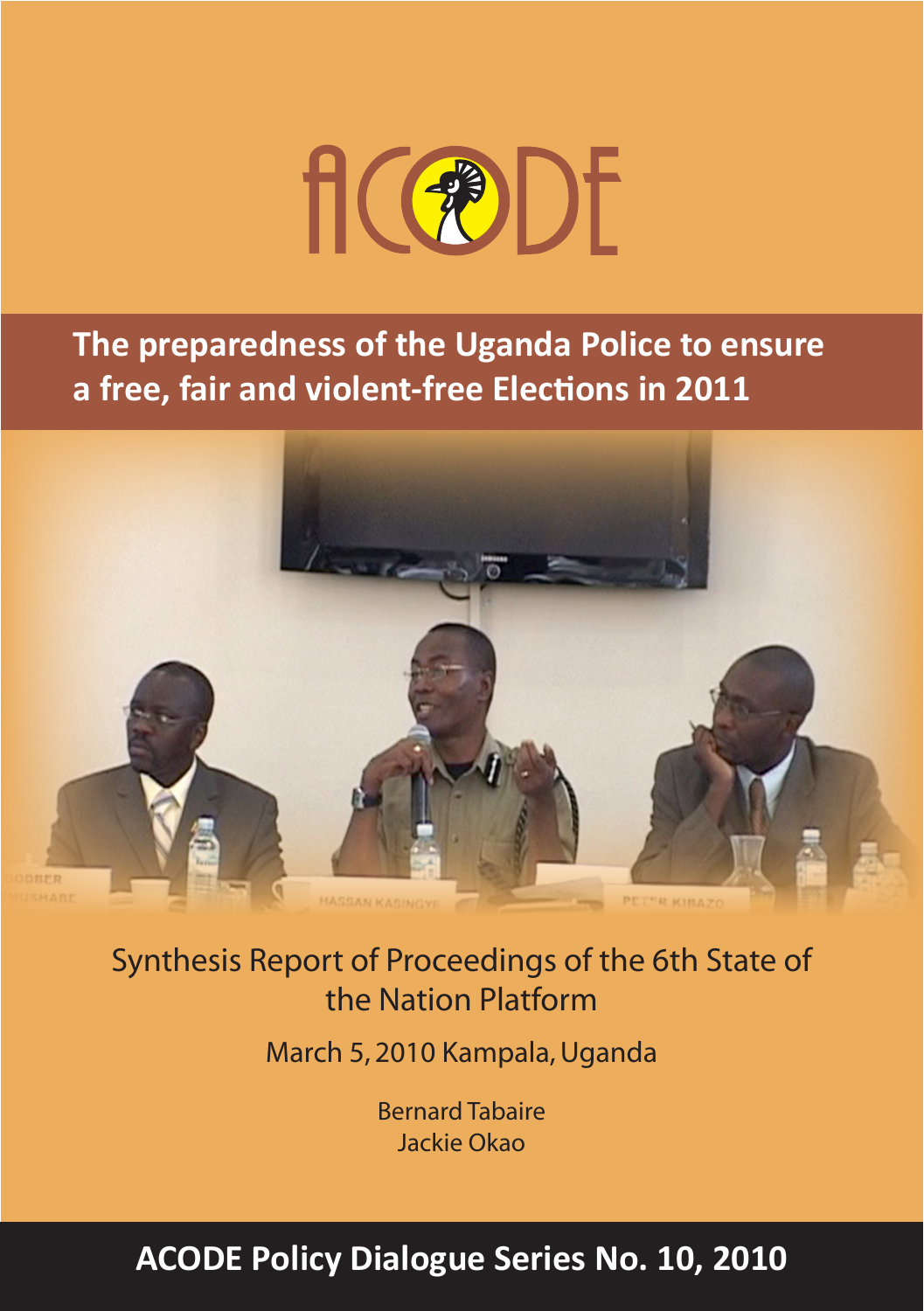# ACODE

## The preparedness of the Uganda Police to ensure a free, fair and violent-free Elections in 2011

Synthesis Report of Proceedings of the 6th State of the Nation Platform

March 5, 2010 Kampala, Uganda

Bernard Tabaire
Jackie Okao

**ACODE Policy Dialogue Series No. 10, 2010**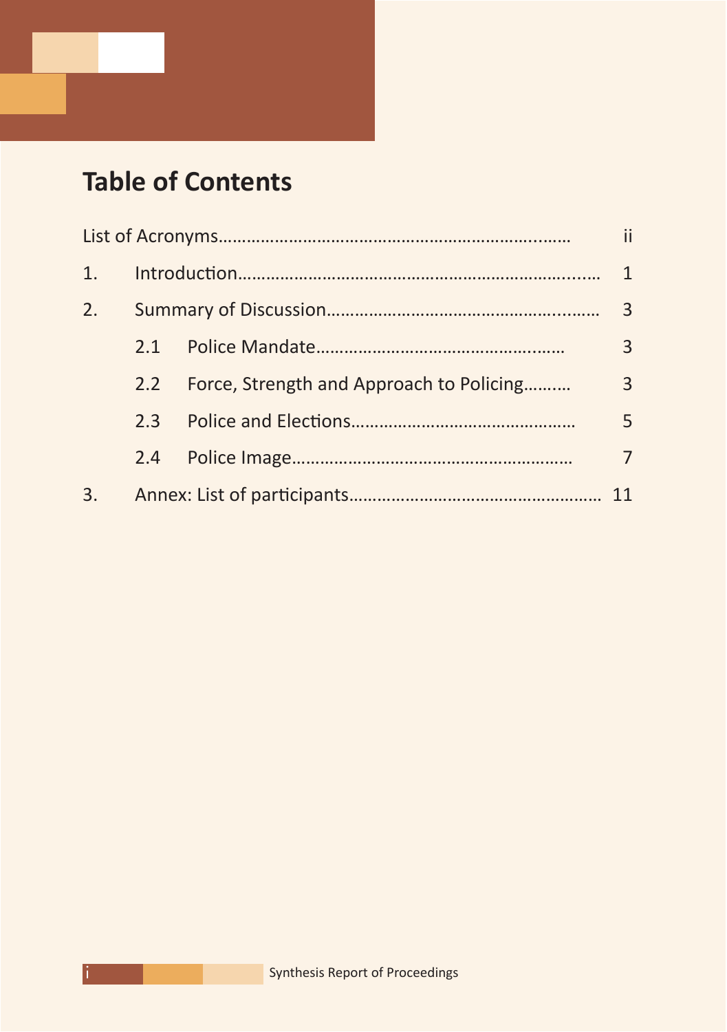# Table of Contents

| | | |
|---|---|---|
| List of Acronyms | | ii |
| 1. | Introduction | 1 |
| 2. | Summary of Discussion | 3 |
| | 2.1 Police Mandate | 3 |
| | 2.2 Force, Strength and Approach to Policing | 3 |
| | 2.3 Police and Elections | 5 |
| | 2.4 Police Image | 7 |
| 3. | Annex: List of participants | 11 |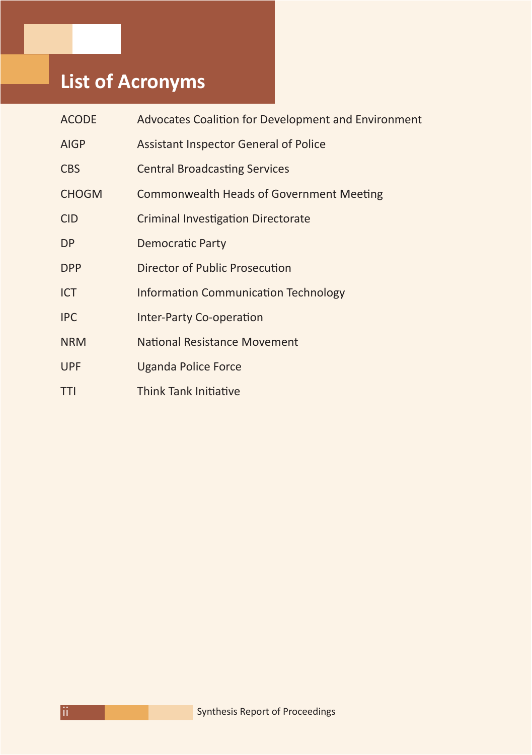# List of Acronyms

| | |
|---|---|
| ACODE | Advocates Coalition for Development and Environment |
| AIGP | Assistant Inspector General of Police |
| CBS | Central Broadcasting Services |
| CHOGM | Commonwealth Heads of Government Meeting |
| CID | Criminal Investigation Directorate |
| DP | Democratic Party |
| DPP | Director of Public Prosecution |
| ICT | Information Communication Technology |
| IPC | Inter-Party Co-operation |
| NRM | National Resistance Movement |
| UPF | Uganda Police Force |
| TTI | Think Tank Initiative |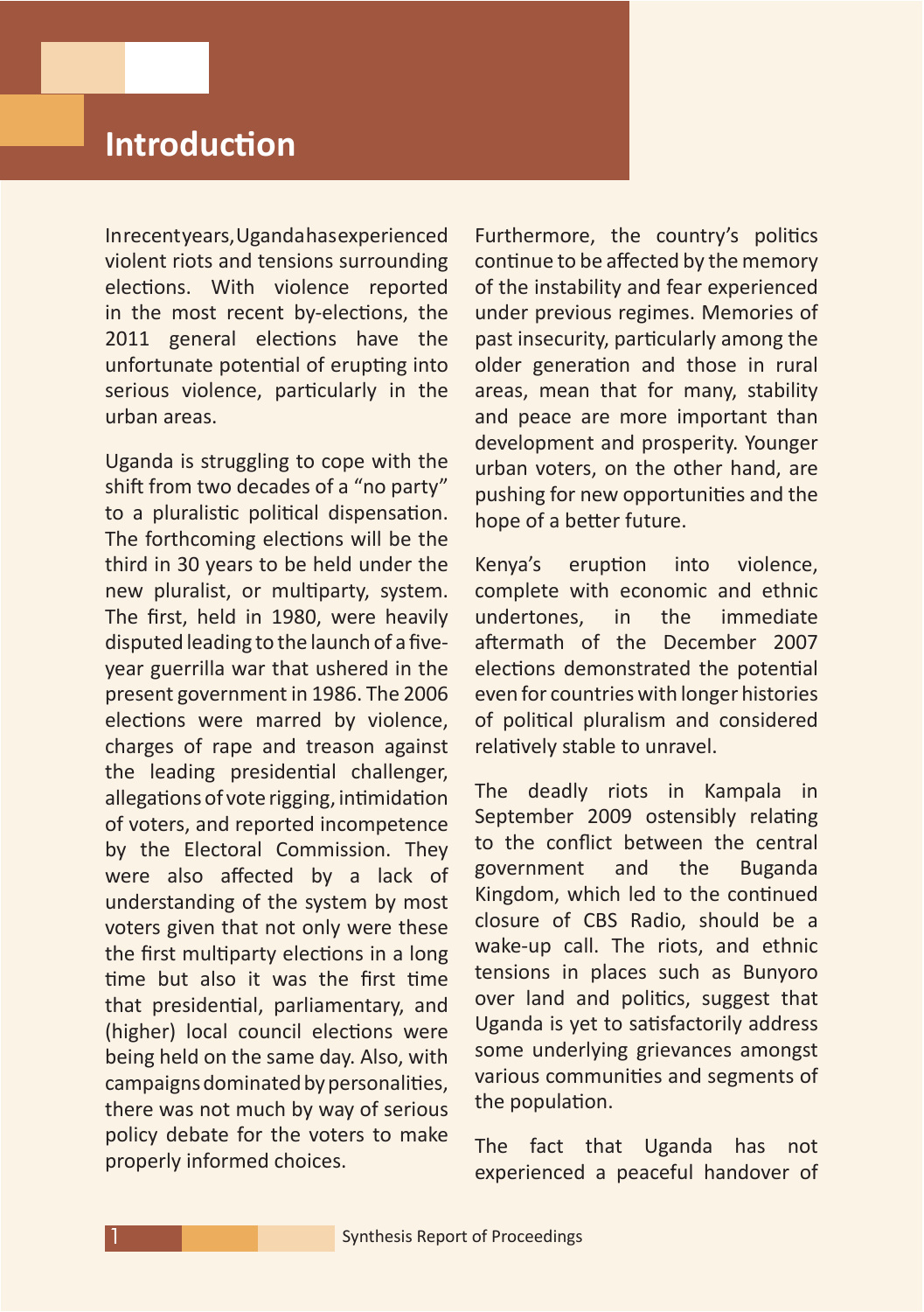# Introduction

In recent years, Uganda has experienced violent riots and tensions surrounding elections. With violence reported in the most recent by-elections, the 2011 general elections have the unfortunate potential of erupting into serious violence, particularly in the urban areas.

Uganda is struggling to cope with the shift from two decades of a "no party" to a pluralistic political dispensation. The forthcoming elections will be the third in 30 years to be held under the new pluralist, or multiparty, system. The first, held in 1980, were heavily disputed leading to the launch of a five-year guerrilla war that ushered in the present government in 1986. The 2006 elections were marred by violence, charges of rape and treason against the leading presidential challenger, allegations of vote rigging, intimidation of voters, and reported incompetence by the Electoral Commission. They were also affected by a lack of understanding of the system by most voters given that not only were these the first multiparty elections in a long time but also it was the first time that presidential, parliamentary, and (higher) local council elections were being held on the same day. Also, with campaigns dominated by personalities, there was not much by way of serious policy debate for the voters to make properly informed choices.

Furthermore, the country's politics continue to be affected by the memory of the instability and fear experienced under previous regimes. Memories of past insecurity, particularly among the older generation and those in rural areas, mean that for many, stability and peace are more important than development and prosperity. Younger urban voters, on the other hand, are pushing for new opportunities and the hope of a better future.

Kenya's eruption into violence, complete with economic and ethnic undertones, in the immediate aftermath of the December 2007 elections demonstrated the potential even for countries with longer histories of political pluralism and considered relatively stable to unravel.

The deadly riots in Kampala in September 2009 ostensibly relating to the conflict between the central government and the Buganda Kingdom, which led to the continued closure of CBS Radio, should be a wake-up call. The riots, and ethnic tensions in places such as Bunyoro over land and politics, suggest that Uganda is yet to satisfactorily address some underlying grievances amongst various communities and segments of the population.

The fact that Uganda has not experienced a peaceful handover of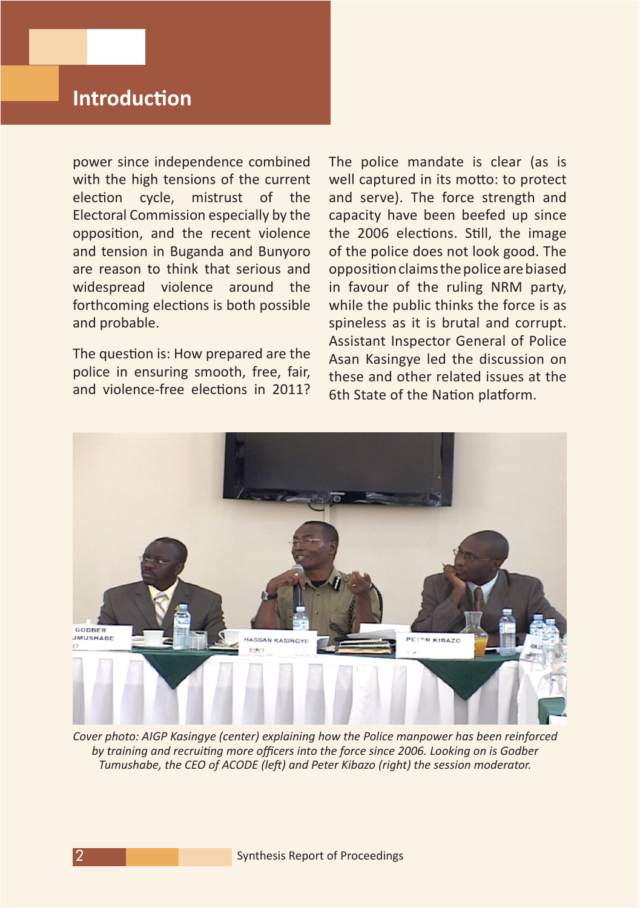## Introduction

power since independence combined with the high tensions of the current election cycle, mistrust of the Electoral Commission especially by the opposition, and the recent violence and tension in Buganda and Bunyoro are reason to think that serious and widespread violence around the forthcoming elections is both possible and probable.

The question is: How prepared are the police in ensuring smooth, free, fair, and violence-free elections in 2011?

The police mandate is clear (as is well captured in its motto: to protect and serve). The force strength and capacity have been beefed up since the 2006 elections. Still, the image of the police does not look good. The opposition claims the police are biased in favour of the ruling NRM party, while the public thinks the force is as spineless as it is brutal and corrupt. Assistant Inspector General of Police Asan Kasingye led the discussion on these and other related issues at the 6th State of the Nation platform.

*Cover photo: AIGP Kasingye (center) explaining how the Police manpower has been reinforced by training and recruiting more officers into the force since 2006. Looking on is Godber Tumushabe, the CEO of ACODE (left) and Peter Kibazo (right) the session moderator.*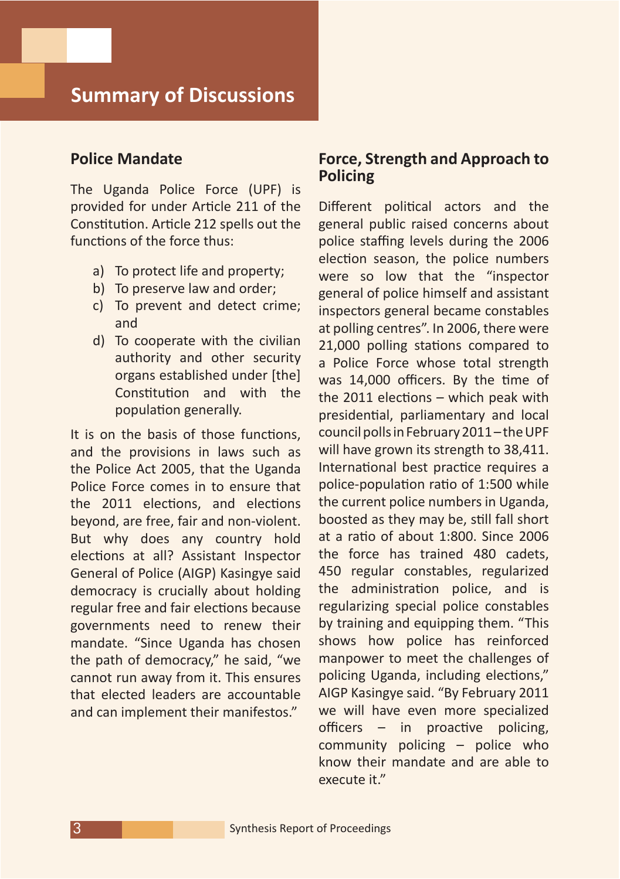# Summary of Discussions

## Police Mandate

The Uganda Police Force (UPF) is provided for under Article 211 of the Constitution. Article 212 spells out the functions of the force thus:

a) To protect life and property;
b) To preserve law and order;
c) To prevent and detect crime; and
d) To cooperate with the civilian authority and other security organs established under [the] Constitution and with the population generally.

It is on the basis of those functions, and the provisions in laws such as the Police Act 2005, that the Uganda Police Force comes in to ensure that the 2011 elections, and elections beyond, are free, fair and non-violent. But why does any country hold elections at all? Assistant Inspector General of Police (AIGP) Kasingye said democracy is crucially about holding regular free and fair elections because governments need to renew their mandate. "Since Uganda has chosen the path of democracy," he said, "we cannot run away from it. This ensures that elected leaders are accountable and can implement their manifestos."

## Force, Strength and Approach to Policing

Different political actors and the general public raised concerns about police staffing levels during the 2006 election season, the police numbers were so low that the "inspector general of police himself and assistant inspectors general became constables at polling centres". In 2006, there were 21,000 polling stations compared to a Police Force whose total strength was 14,000 officers. By the time of the 2011 elections – which peak with presidential, parliamentary and local council polls in February 2011 – the UPF will have grown its strength to 38,411. International best practice requires a police-population ratio of 1:500 while the current police numbers in Uganda, boosted as they may be, still fall short at a ratio of about 1:800. Since 2006 the force has trained 480 cadets, 450 regular constables, regularized the administration police, and is regularizing special police constables by training and equipping them. "This shows how police has reinforced manpower to meet the challenges of policing Uganda, including elections," AIGP Kasingye said. "By February 2011 we will have even more specialized officers – in proactive policing, community policing – police who know their mandate and are able to execute it."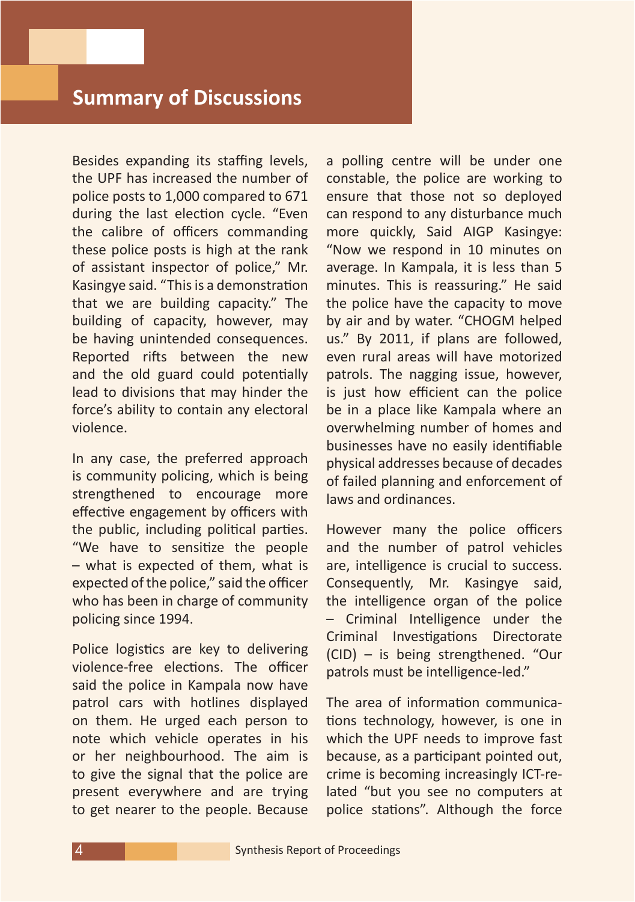# Summary of Discussions

Besides expanding its staffing levels, the UPF has increased the number of police posts to 1,000 compared to 671 during the last election cycle. "Even the calibre of officers commanding these police posts is high at the rank of assistant inspector of police," Mr. Kasingye said. "This is a demonstration that we are building capacity." The building of capacity, however, may be having unintended consequences. Reported rifts between the new and the old guard could potentially lead to divisions that may hinder the force's ability to contain any electoral violence.

In any case, the preferred approach is community policing, which is being strengthened to encourage more effective engagement by officers with the public, including political parties. "We have to sensitize the people – what is expected of them, what is expected of the police," said the officer who has been in charge of community policing since 1994.

Police logistics are key to delivering violence-free elections. The officer said the police in Kampala now have patrol cars with hotlines displayed on them. He urged each person to note which vehicle operates in his or her neighbourhood. The aim is to give the signal that the police are present everywhere and are trying to get nearer to the people. Because a polling centre will be under one constable, the police are working to ensure that those not so deployed can respond to any disturbance much more quickly, Said AIGP Kasingye: "Now we respond in 10 minutes on average. In Kampala, it is less than 5 minutes. This is reassuring." He said the police have the capacity to move by air and by water. "CHOGM helped us." By 2011, if plans are followed, even rural areas will have motorized patrols. The nagging issue, however, is just how efficient can the police be in a place like Kampala where an overwhelming number of homes and businesses have no easily identifiable physical addresses because of decades of failed planning and enforcement of laws and ordinances.

However many the police officers and the number of patrol vehicles are, intelligence is crucial to success. Consequently, Mr. Kasingye said, the intelligence organ of the police – Criminal Intelligence under the Criminal Investigations Directorate (CID) – is being strengthened. "Our patrols must be intelligence-led."

The area of information communications technology, however, is one in which the UPF needs to improve fast because, as a participant pointed out, crime is becoming increasingly ICT-related "but you see no computers at police stations". Although the force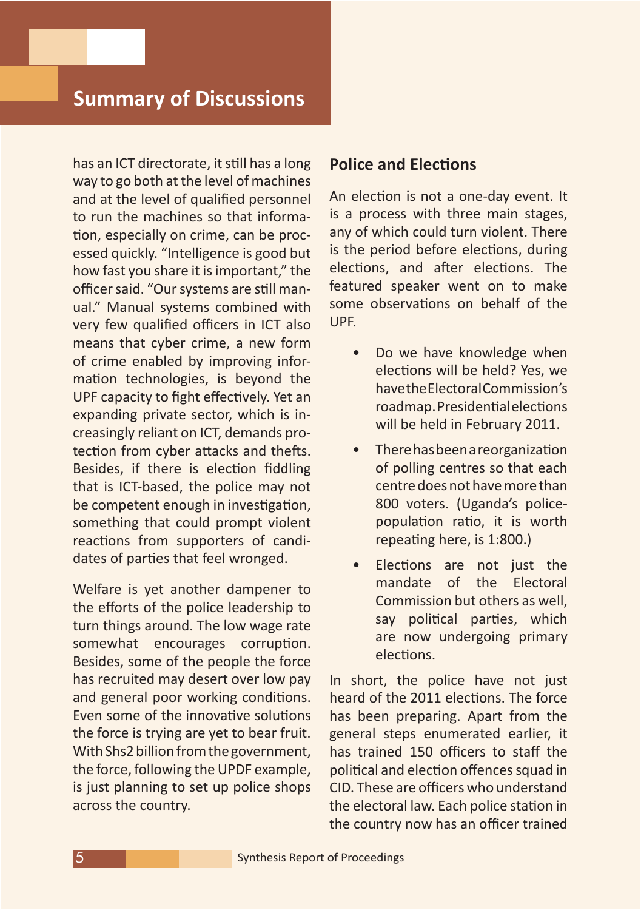has an ICT directorate, it still has a long way to go both at the level of machines and at the level of qualified personnel to run the machines so that information, especially on crime, can be processed quickly. "Intelligence is good but how fast you share it is important," the officer said. "Our systems are still manual." Manual systems combined with very few qualified officers in ICT also means that cyber crime, a new form of crime enabled by improving information technologies, is beyond the UPF capacity to fight effectively. Yet an expanding private sector, which is increasingly reliant on ICT, demands protection from cyber attacks and thefts. Besides, if there is election fiddling that is ICT-based, the police may not be competent enough in investigation, something that could prompt violent reactions from supporters of candidates of parties that feel wronged.

Welfare is yet another dampener to the efforts of the police leadership to turn things around. The low wage rate somewhat encourages corruption. Besides, some of the people the force has recruited may desert over low pay and general poor working conditions. Even some of the innovative solutions the force is trying are yet to bear fruit. With Shs2 billion from the government, the force, following the UPDF example, is just planning to set up police shops across the country.

## Police and Elections

An election is not a one-day event. It is a process with three main stages, any of which could turn violent. There is the period before elections, during elections, and after elections. The featured speaker went on to make some observations on behalf of the UPF.

- Do we have knowledge when elections will be held? Yes, we have the Electoral Commission's roadmap. Presidential elections will be held in February 2011.
- There has been a reorganization of polling centres so that each centre does not have more than 800 voters. (Uganda's police-population ratio, it is worth repeating here, is 1:800.)
- Elections are not just the mandate of the Electoral Commission but others as well, say political parties, which are now undergoing primary elections.

In short, the police have not just heard of the 2011 elections. The force has been preparing. Apart from the general steps enumerated earlier, it has trained 150 officers to staff the political and election offences squad in CID. These are officers who understand the electoral law. Each police station in the country now has an officer trained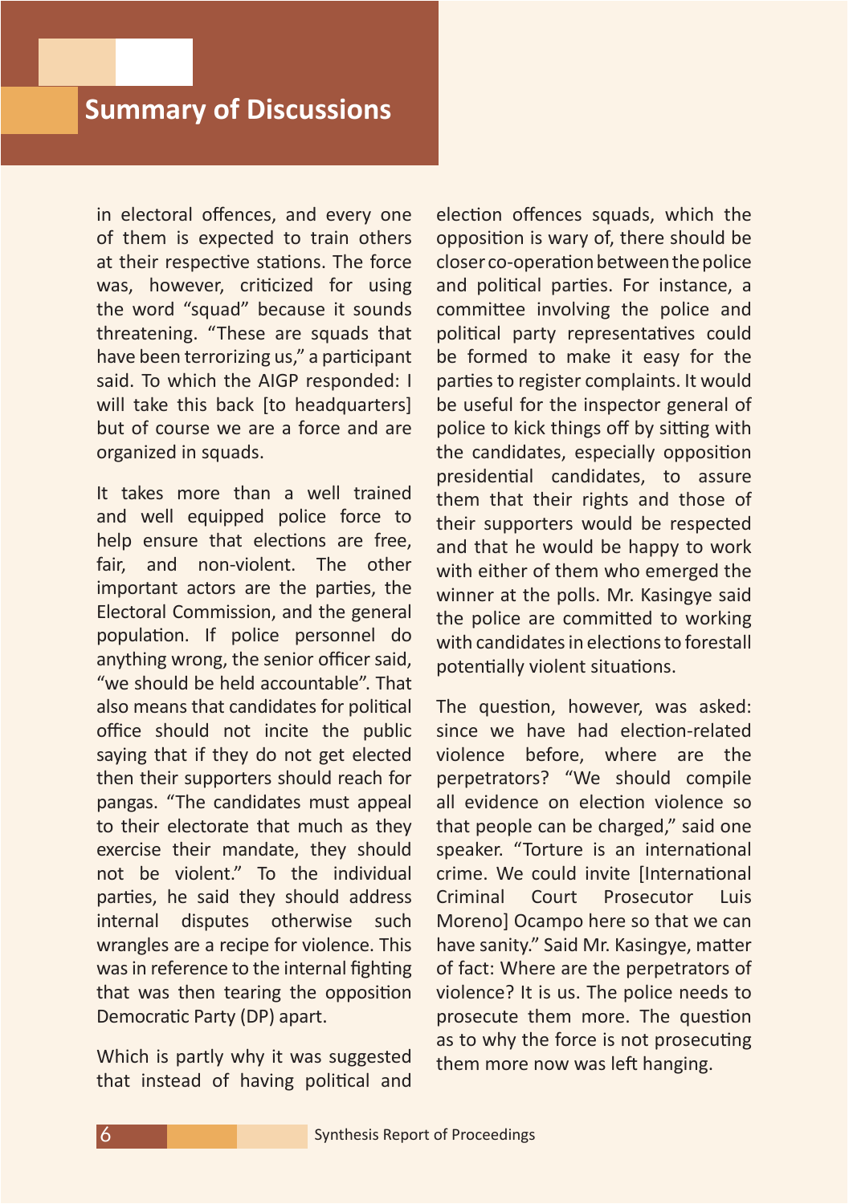# Summary of Discussions

in electoral offences, and every one of them is expected to train others at their respective stations. The force was, however, criticized for using the word "squad" because it sounds threatening. "These are squads that have been terrorizing us," a participant said. To which the AIGP responded: I will take this back [to headquarters] but of course we are a force and are organized in squads.

It takes more than a well trained and well equipped police force to help ensure that elections are free, fair, and non-violent. The other important actors are the parties, the Electoral Commission, and the general population. If police personnel do anything wrong, the senior officer said, "we should be held accountable". That also means that candidates for political office should not incite the public saying that if they do not get elected then their supporters should reach for pangas. "The candidates must appeal to their electorate that much as they exercise their mandate, they should not be violent." To the individual parties, he said they should address internal disputes otherwise such wrangles are a recipe for violence. This was in reference to the internal fighting that was then tearing the opposition Democratic Party (DP) apart.

Which is partly why it was suggested that instead of having political and election offences squads, which the opposition is wary of, there should be closer co-operation between the police and political parties. For instance, a committee involving the police and political party representatives could be formed to make it easy for the parties to register complaints. It would be useful for the inspector general of police to kick things off by sitting with the candidates, especially opposition presidential candidates, to assure them that their rights and those of their supporters would be respected and that he would be happy to work with either of them who emerged the winner at the polls. Mr. Kasingye said the police are committed to working with candidates in elections to forestall potentially violent situations.

The question, however, was asked: since we have had election-related violence before, where are the perpetrators? "We should compile all evidence on election violence so that people can be charged," said one speaker. "Torture is an international crime. We could invite [International Criminal Court Prosecutor Luis Moreno] Ocampo here so that we can have sanity." Said Mr. Kasingye, matter of fact: Where are the perpetrators of violence? It is us. The police needs to prosecute them more. The question as to why the force is not prosecuting them more now was left hanging.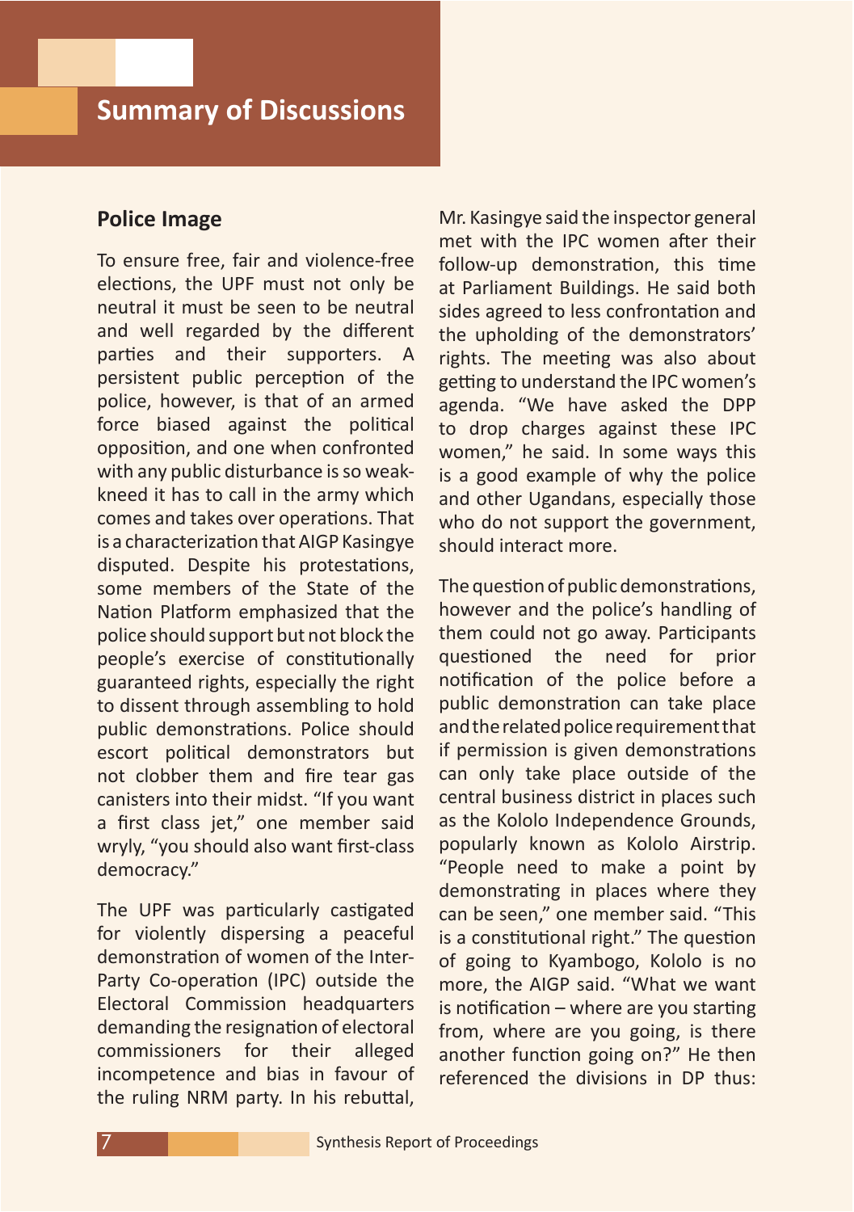# Summary of Discussions

## Police Image

To ensure free, fair and violence-free elections, the UPF must not only be neutral it must be seen to be neutral and well regarded by the different parties and their supporters. A persistent public perception of the police, however, is that of an armed force biased against the political opposition, and one when confronted with any public disturbance is so weak-kneed it has to call in the army which comes and takes over operations. That is a characterization that AIGP Kasingye disputed. Despite his protestations, some members of the State of the Nation Platform emphasized that the police should support but not block the people's exercise of constitutionally guaranteed rights, especially the right to dissent through assembling to hold public demonstrations. Police should escort political demonstrators but not clobber them and fire tear gas canisters into their midst. "If you want a first class jet," one member said wryly, "you should also want first-class democracy."

The UPF was particularly castigated for violently dispersing a peaceful demonstration of women of the Inter-Party Co-operation (IPC) outside the Electoral Commission headquarters demanding the resignation of electoral commissioners for their alleged incompetence and bias in favour of the ruling NRM party. In his rebuttal, Mr. Kasingye said the inspector general met with the IPC women after their follow-up demonstration, this time at Parliament Buildings. He said both sides agreed to less confrontation and the upholding of the demonstrators' rights. The meeting was also about getting to understand the IPC women's agenda. "We have asked the DPP to drop charges against these IPC women," he said. In some ways this is a good example of why the police and other Ugandans, especially those who do not support the government, should interact more.

The question of public demonstrations, however and the police's handling of them could not go away. Participants questioned the need for prior notification of the police before a public demonstration can take place and the related police requirement that if permission is given demonstrations can only take place outside of the central business district in places such as the Kololo Independence Grounds, popularly known as Kololo Airstrip. "People need to make a point by demonstrating in places where they can be seen," one member said. "This is a constitutional right." The question of going to Kyambogo, Kololo is no more, the AIGP said. "What we want is notification – where are you starting from, where are you going, is there another function going on?" He then referenced the divisions in DP thus: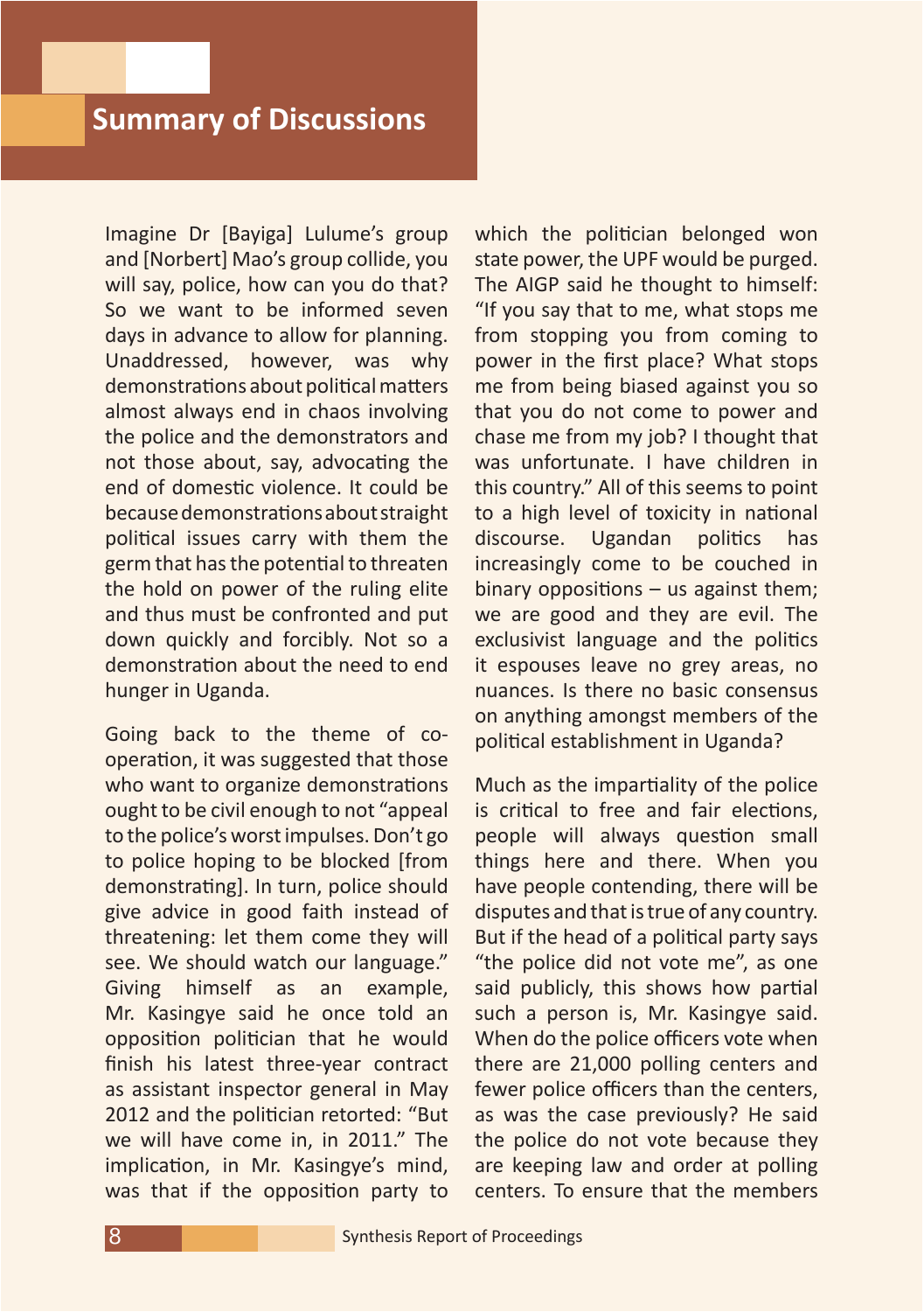# Summary of Discussions

Imagine Dr [Bayiga] Lulume's group and [Norbert] Mao's group collide, you will say, police, how can you do that? So we want to be informed seven days in advance to allow for planning. Unaddressed, however, was why demonstrations about political matters almost always end in chaos involving the police and the demonstrators and not those about, say, advocating the end of domestic violence. It could be because demonstrations about straight political issues carry with them the germ that has the potential to threaten the hold on power of the ruling elite and thus must be confronted and put down quickly and forcibly. Not so a demonstration about the need to end hunger in Uganda.

Going back to the theme of co-operation, it was suggested that those who want to organize demonstrations ought to be civil enough to not "appeal to the police's worst impulses. Don't go to police hoping to be blocked [from demonstrating]. In turn, police should give advice in good faith instead of threatening: let them come they will see. We should watch our language." Giving himself as an example, Mr. Kasingye said he once told an opposition politician that he would finish his latest three-year contract as assistant inspector general in May 2012 and the politician retorted: "But we will have come in, in 2011." The implication, in Mr. Kasingye's mind, was that if the opposition party to which the politician belonged won state power, the UPF would be purged. The AIGP said he thought to himself: "If you say that to me, what stops me from stopping you from coming to power in the first place? What stops me from being biased against you so that you do not come to power and chase me from my job? I thought that was unfortunate. I have children in this country." All of this seems to point to a high level of toxicity in national discourse. Ugandan politics has increasingly come to be couched in binary oppositions – us against them; we are good and they are evil. The exclusivist language and the politics it espouses leave no grey areas, no nuances. Is there no basic consensus on anything amongst members of the political establishment in Uganda?

Much as the impartiality of the police is critical to free and fair elections, people will always question small things here and there. When you have people contending, there will be disputes and that is true of any country. But if the head of a political party says "the police did not vote me", as one said publicly, this shows how partial such a person is, Mr. Kasingye said. When do the police officers vote when there are 21,000 polling centers and fewer police officers than the centers, as was the case previously? He said the police do not vote because they are keeping law and order at polling centers. To ensure that the members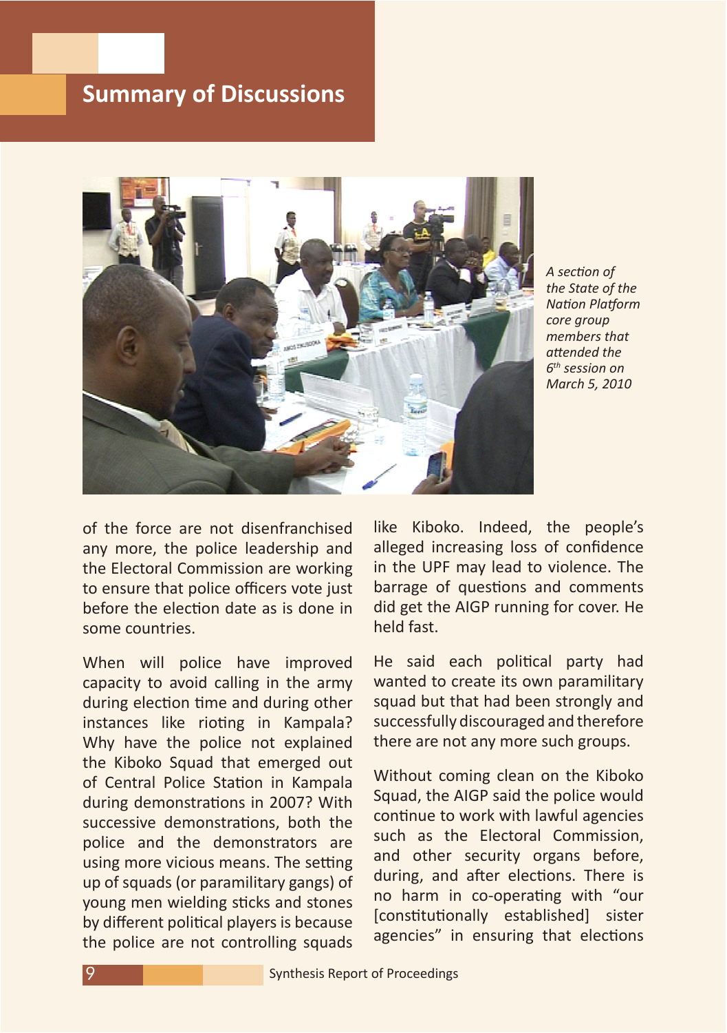# Summary of Discussions

*A section of the State of the Nation Platform core group members that attended the 6th session on March 5, 2010*

of the force are not disenfranchised any more, the police leadership and the Electoral Commission are working to ensure that police officers vote just before the election date as is done in some countries.

When will police have improved capacity to avoid calling in the army during election time and during other instances like rioting in Kampala? Why have the police not explained the Kiboko Squad that emerged out of Central Police Station in Kampala during demonstrations in 2007? With successive demonstrations, both the police and the demonstrators are using more vicious means. The setting up of squads (or paramilitary gangs) of young men wielding sticks and stones by different political players is because the police are not controlling squads like Kiboko. Indeed, the people's alleged increasing loss of confidence in the UPF may lead to violence. The barrage of questions and comments did get the AIGP running for cover. He held fast.

He said each political party had wanted to create its own paramilitary squad but that had been strongly and successfully discouraged and therefore there are not any more such groups.

Without coming clean on the Kiboko Squad, the AIGP said the police would continue to work with lawful agencies such as the Electoral Commission, and other security organs before, during, and after elections. There is no harm in co-operating with "our [constitutionally established] sister agencies" in ensuring that elections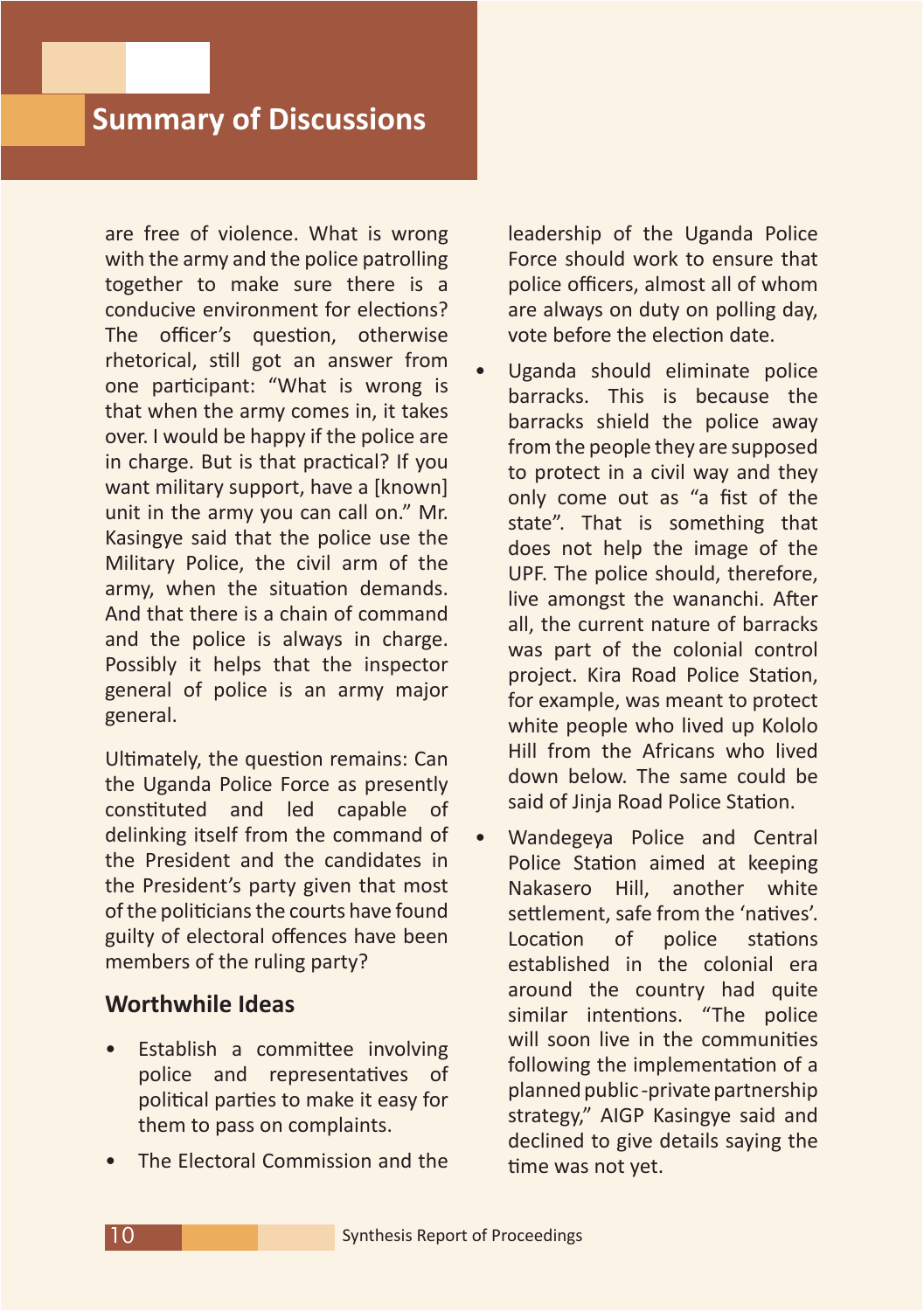## Summary of Discussions

are free of violence. What is wrong with the army and the police patrolling together to make sure there is a conducive environment for elections? The officer's question, otherwise rhetorical, still got an answer from one participant: "What is wrong is that when the army comes in, it takes over. I would be happy if the police are in charge. But is that practical? If you want military support, have a [known] unit in the army you can call on." Mr. Kasingye said that the police use the Military Police, the civil arm of the army, when the situation demands. And that there is a chain of command and the police is always in charge. Possibly it helps that the inspector general of police is an army major general.

Ultimately, the question remains: Can the Uganda Police Force as presently constituted and led capable of delinking itself from the command of the President and the candidates in the President's party given that most of the politicians the courts have found guilty of electoral offences have been members of the ruling party?

### Worthwhile Ideas

- Establish a committee involving police and representatives of political parties to make it easy for them to pass on complaints.
- The Electoral Commission and the leadership of the Uganda Police Force should work to ensure that police officers, almost all of whom are always on duty on polling day, vote before the election date.
- Uganda should eliminate police barracks. This is because the barracks shield the police away from the people they are supposed to protect in a civil way and they only come out as "a fist of the state". That is something that does not help the image of the UPF. The police should, therefore, live amongst the wananchi. After all, the current nature of barracks was part of the colonial control project. Kira Road Police Station, for example, was meant to protect white people who lived up Kololo Hill from the Africans who lived down below. The same could be said of Jinja Road Police Station.
- Wandegeya Police and Central Police Station aimed at keeping Nakasero Hill, another white settlement, safe from the 'natives'. Location of police stations established in the colonial era around the country had quite similar intentions. "The police will soon live in the communities following the implementation of a planned public-private partnership strategy," AIGP Kasingye said and declined to give details saying the time was not yet.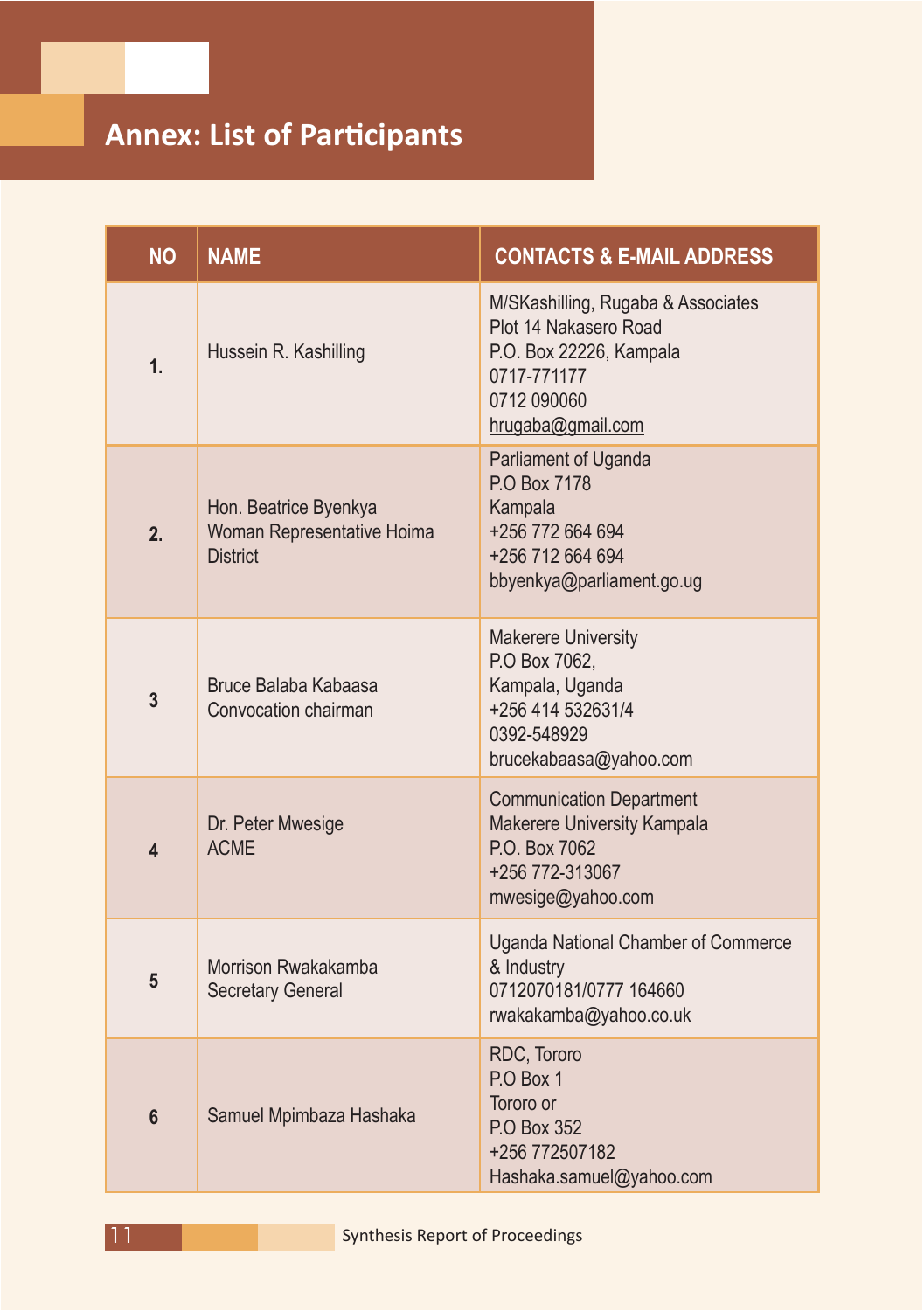# Annex: List of Participants

| NO | NAME | CONTACTS & E-MAIL ADDRESS |
|---|---|---|
| 1. | Hussein R. Kashilling | M/SKashilling, Rugaba & Associates<br>Plot 14 Nakasero Road<br>P.O. Box 22226, Kampala<br>0717-771177<br>0712 090060<br>hrugaba@gmail.com |
| 2. | Hon. Beatrice Byenkya<br>Woman Representative Hoima District | Parliament of Uganda<br>P.O Box 7178<br>Kampala<br>+256 772 664 694<br>+256 712 664 694<br>bbyenkya@parliament.go.ug |
| 3 | Bruce Balaba Kabaasa<br>Convocation chairman | Makerere University<br>P.O Box 7062,<br>Kampala, Uganda<br>+256 414 532631/4<br>0392-548929<br>brucekabaasa@yahoo.com |
| 4 | Dr. Peter Mwesige<br>ACME | Communication Department<br>Makerere University Kampala<br>P.O. Box 7062<br>+256 772-313067<br>mwesige@yahoo.com |
| 5 | Morrison Rwakakamba<br>Secretary General | Uganda National Chamber of Commerce & Industry<br>0712070181/0777 164660<br>rwakakamba@yahoo.co.uk |
| 6 | Samuel Mpimbaza Hashaka | RDC, Tororo<br>P.O Box 1<br>Tororo or<br>P.O Box 352<br>+256 772507182<br>Hashaka.samuel@yahoo.com |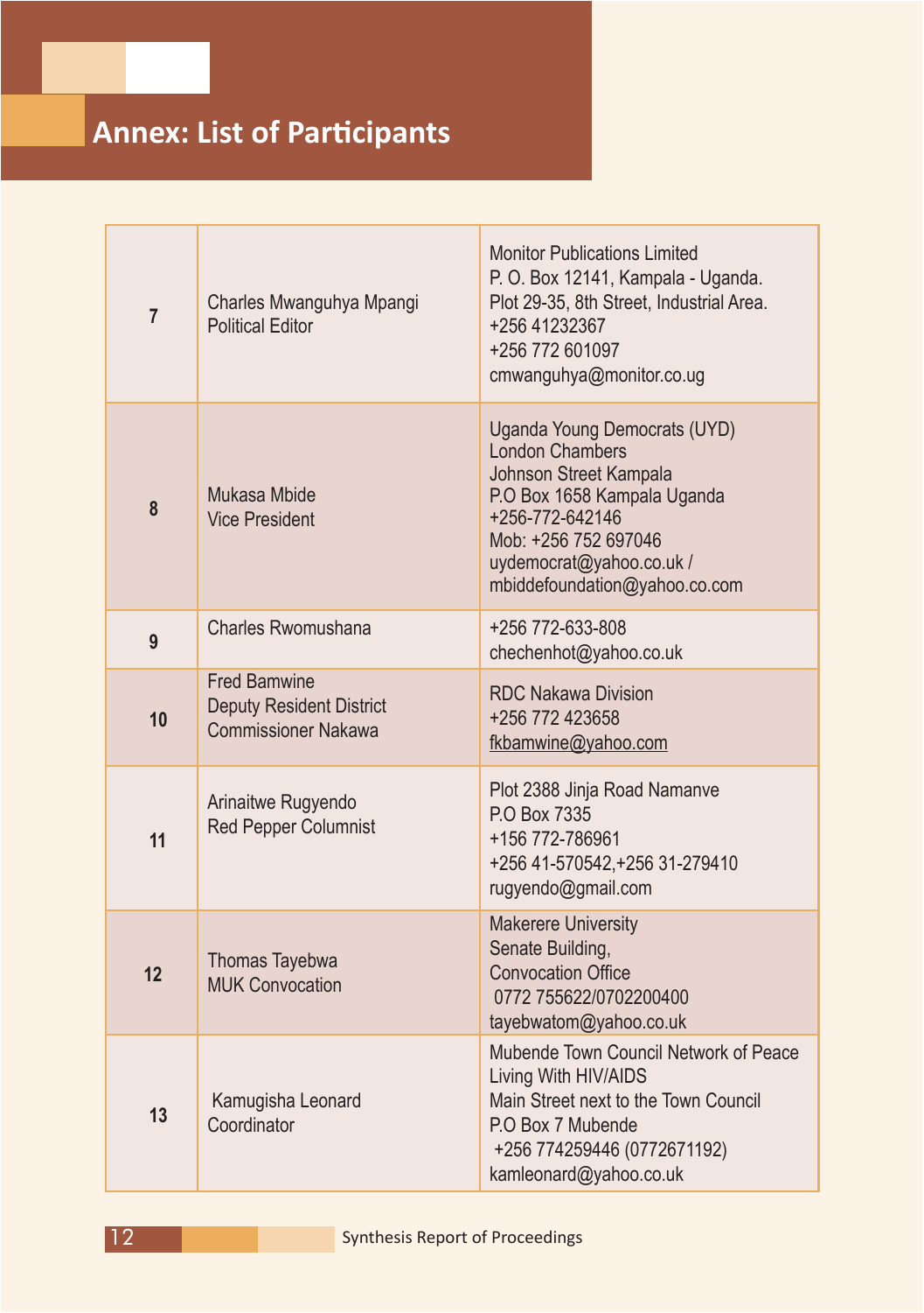## Annex: List of Participants

| | | |
|---|---|---|
| 7 | Charles Mwanguhya Mpangi<br>Political Editor | Monitor Publications Limited<br>P. O. Box 12141, Kampala - Uganda.<br>Plot 29-35, 8th Street, Industrial Area.<br>+256 41232367<br>+256 772 601097<br>cmwanguhya@monitor.co.ug |
| 8 | Mukasa Mbide<br>Vice President | Uganda Young Democrats (UYD)<br>London Chambers<br>Johnson Street Kampala<br>P.O Box 1658 Kampala Uganda<br>+256-772-642146<br>Mob: +256 752 697046<br>uydemocrat@yahoo.co.uk /<br>mbiddefoundation@yahoo.co.com |
| 9 | Charles Rwomushana | +256 772-633-808<br>chechenhot@yahoo.co.uk |
| 10 | Fred Bamwine<br>Deputy Resident District Commissioner Nakawa | RDC Nakawa Division<br>+256 772 423658<br>fkbamwine@yahoo.com |
| 11 | Arinaitwe Rugyendo<br>Red Pepper Columnist | Plot 2388 Jinja Road Namanve<br>P.O Box 7335<br>+156 772-786961<br>+256 41-570542,+256 31-279410<br>rugyendo@gmail.com |
| 12 | Thomas Tayebwa<br>MUK Convocation | Makerere University<br>Senate Building,<br>Convocation Office<br>0772 755622/0702200400<br>tayebwatom@yahoo.co.uk |
| 13 | Kamugisha Leonard<br>Coordinator | Mubende Town Council Network of Peace Living With HIV/AIDS<br>Main Street next to the Town Council<br>P.O Box 7 Mubende<br>+256 774259446 (0772671192)<br>kamleonard@yahoo.co.uk |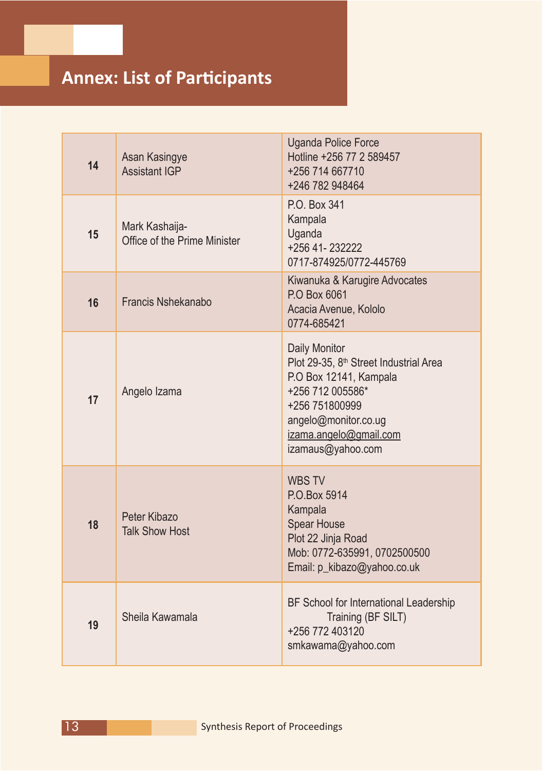## Annex: List of Participants

| | | |
|---|---|---|
| 14 | Asan Kasingye<br>Assistant IGP | Uganda Police Force<br>Hotline +256 77 2 589457<br>+256 714 667710<br>+246 782 948464 |
| 15 | Mark Kashaija-<br>Office of the Prime Minister | P.O. Box 341<br>Kampala<br>Uganda<br>+256 41- 232222<br>0717-874925/0772-445769 |
| 16 | Francis Nshekanabo | Kiwanuka & Karugire Advocates<br>P.O Box 6061<br>Acacia Avenue, Kololo<br>0774-685421 |
| 17 | Angelo Izama | Daily Monitor<br>Plot 29-35, 8th Street Industrial Area<br>P.O Box 12141, Kampala<br>+256 712 005586*<br>+256 751800999<br>angelo@monitor.co.ug<br>izama.angelo@gmail.com<br>izamaus@yahoo.com |
| 18 | Peter Kibazo<br>Talk Show Host | WBS TV<br>P.O.Box 5914<br>Kampala<br>Spear House<br>Plot 22 Jinja Road<br>Mob: 0772-635991, 0702500500<br>Email: p_kibazo@yahoo.co.uk |
| 19 | Sheila Kawamala | BF School for International Leadership Training (BF SILT)<br>+256 772 403120<br>smkawama@yahoo.com |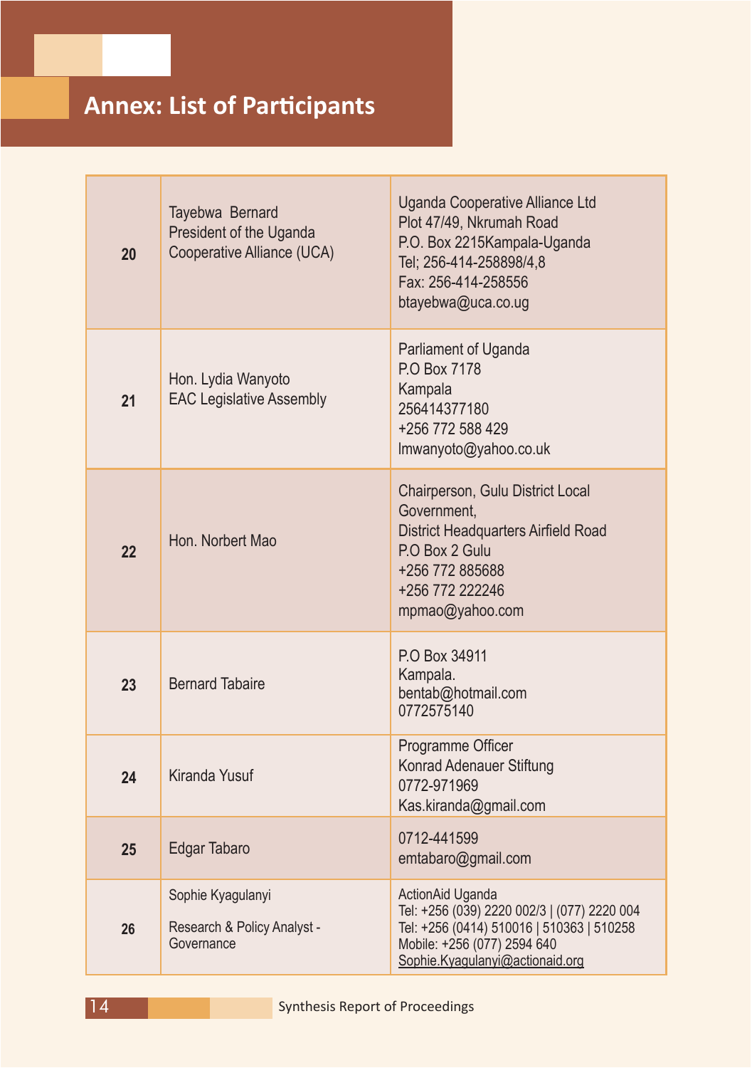# Annex: List of Participants

| | | |
|---|---|---|
| 20 | Tayebwa Bernard<br>President of the Uganda Cooperative Alliance (UCA) | Uganda Cooperative Alliance Ltd<br>Plot 47/49, Nkrumah Road<br>P.O. Box 2215Kampala-Uganda<br>Tel; 256-414-258898/4,8<br>Fax: 256-414-258556<br>btayebwa@uca.co.ug |
| 21 | Hon. Lydia Wanyoto<br>EAC Legislative Assembly | Parliament of Uganda<br>P.O Box 7178<br>Kampala<br>256414377180<br>+256 772 588 429<br>lmwanyoto@yahoo.co.uk |
| 22 | Hon. Norbert Mao | Chairperson, Gulu District Local Government,<br>District Headquarters Airfield Road<br>P.O Box 2 Gulu<br>+256 772 885688<br>+256 772 222246<br>mpmao@yahoo.com |
| 23 | Bernard Tabaire | P.O Box 34911<br>Kampala.<br>bentab@hotmail.com<br>0772575140 |
| 24 | Kiranda Yusuf | Programme Officer<br>Konrad Adenauer Stiftung<br>0772-971969<br>Kas.kiranda@gmail.com |
| 25 | Edgar Tabaro | 0712-441599<br>emtabaro@gmail.com |
| 26 | Sophie Kyagulanyi<br><br>Research & Policy Analyst - Governance | ActionAid Uganda<br>Tel: +256 (039) 2220 002/3 \| (077) 2220 004<br>Tel: +256 (0414) 510016 \| 510363 \| 510258<br>Mobile: +256 (077) 2594 640<br>Sophie.Kyagulanyi@actionaid.org |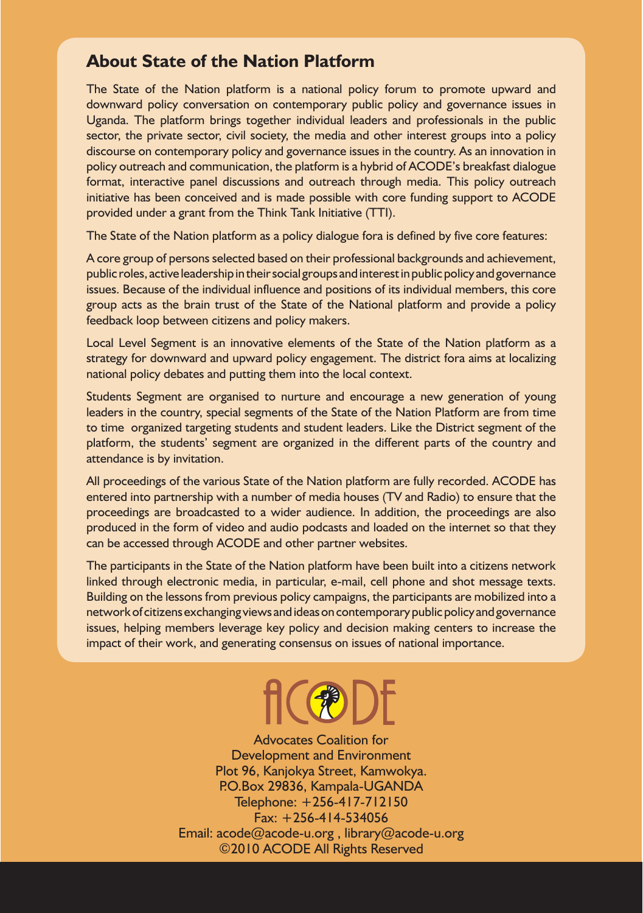## About State of the Nation Platform

The State of the Nation platform is a national policy forum to promote upward and downward policy conversation on contemporary public policy and governance issues in Uganda. The platform brings together individual leaders and professionals in the public sector, the private sector, civil society, the media and other interest groups into a policy discourse on contemporary policy and governance issues in the country. As an innovation in policy outreach and communication, the platform is a hybrid of ACODE's breakfast dialogue format, interactive panel discussions and outreach through media. This policy outreach initiative has been conceived and is made possible with core funding support to ACODE provided under a grant from the Think Tank Initiative (TTI).

The State of the Nation platform as a policy dialogue fora is defined by five core features:

A core group of persons selected based on their professional backgrounds and achievement, public roles, active leadership in their social groups and interest in public policy and governance issues. Because of the individual influence and positions of its individual members, this core group acts as the brain trust of the State of the National platform and provide a policy feedback loop between citizens and policy makers.

Local Level Segment is an innovative elements of the State of the Nation platform as a strategy for downward and upward policy engagement. The district fora aims at localizing national policy debates and putting them into the local context.

Students Segment are organised to nurture and encourage a new generation of young leaders in the country, special segments of the State of the Nation Platform are from time to time organized targeting students and student leaders. Like the District segment of the platform, the students' segment are organized in the different parts of the country and attendance is by invitation.

All proceedings of the various State of the Nation platform are fully recorded. ACODE has entered into partnership with a number of media houses (TV and Radio) to ensure that the proceedings are broadcasted to a wider audience. In addition, the proceedings are also produced in the form of video and audio podcasts and loaded on the internet so that they can be accessed through ACODE and other partner websites.

The participants in the State of the Nation platform have been built into a citizens network linked through electronic media, in particular, e-mail, cell phone and shot message texts. Building on the lessons from previous policy campaigns, the participants are mobilized into a network of citizens exchanging views and ideas on contemporary public policy and governance issues, helping members leverage key policy and decision making centers to increase the impact of their work, and generating consensus on issues of national importance.

ACODE

Advocates Coalition for
Development and Environment
Plot 96, Kanjokya Street, Kamwokya.
P.O.Box 29836, Kampala-UGANDA
Telephone: +256-417-712150
Fax: +256-414-534056
Email: acode@acode-u.org , library@acode-u.org
©2010 ACODE All Rights Reserved